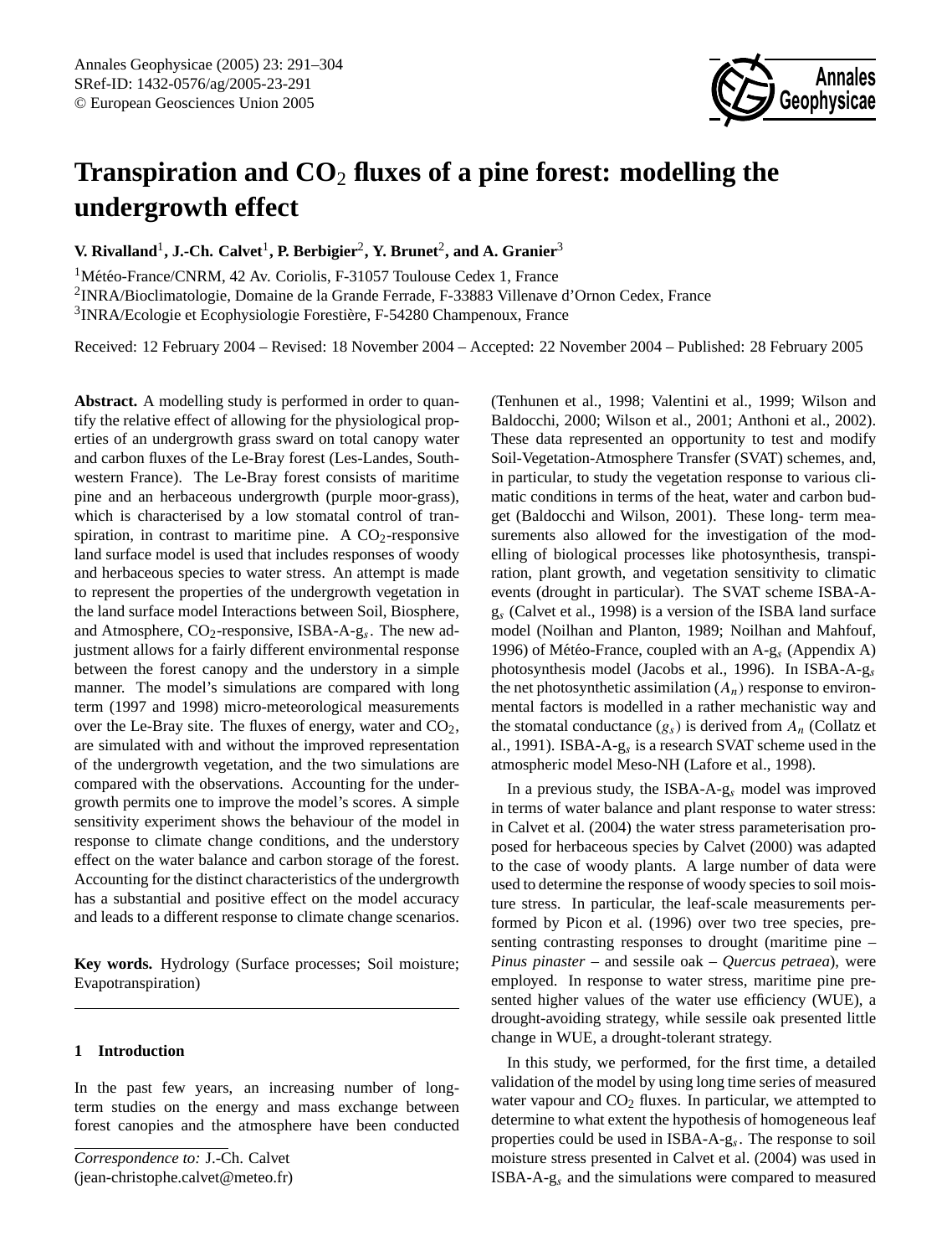# Transpiration and $CO_2$ fluxes of a pine forest: modelling the undergrowth effect

**V. Rivalland[1], J.-Ch. Calvet[1], P. Berbigier[2], Y. Brunet[2], and A. Granier[3]**

[1]Météo-France/CNRM, 42 Av. Coriolis, F-31057 Toulouse Cedex 1, France

[2]INRA/Bioclimatologie, Domaine de la Grande Ferrade, F-33883 Villenave d'Ornon Cedex, France

[3]INRA/Ecologie et Ecophysiologie Forestière, F-54280 Champenoux, France

Received: 12 February 2004 – Revised: 18 November 2004 – Accepted: 22 November 2004 – Published: 28 February 2005

**Abstract.** A modelling study is performed in order to quantify the relative effect of allowing for the physiological properties of an undergrowth grass sward on total canopy water and carbon fluxes of the Le-Bray forest (Les-Landes, Southwestern France). The Le-Bray forest consists of maritime pine and an herbaceous undergrowth (purple moor-grass), which is characterised by a low stomatal control of transpiration, in contrast to maritime pine. A $CO_2$-responsive land surface model is used that includes responses of woody and herbaceous species to water stress. An attempt is made to represent the properties of the undergrowth vegetation in the land surface model Interactions between Soil, Biosphere, and Atmosphere, $CO_2$-responsive, ISBA-A-$g_s$. The new adjustment allows for a fairly different environmental response between the forest canopy and the understory in a simple manner. The model's simulations are compared with long term (1997 and 1998) micro-meteorological measurements over the Le-Bray site. The fluxes of energy, water and $CO_2$, are simulated with and without the improved representation of the undergrowth vegetation, and the two simulations are compared with the observations. Accounting for the undergrowth permits one to improve the model's scores. A simple sensitivity experiment shows the behaviour of the model in response to climate change conditions, and the understory effect on the water balance and carbon storage of the forest. Accounting for the distinct characteristics of the undergrowth has a substantial and positive effect on the model accuracy and leads to a different response to climate change scenarios.

**Key words.** Hydrology (Surface processes; Soil moisture; Evapotranspiration)

## 1 Introduction

In the past few years, an increasing number of long-term studies on the energy and mass exchange between forest canopies and the atmosphere have been conducted (Tenhunen et al., 1998; Valentini et al., 1999; Wilson and Baldocchi, 2000; Wilson et al., 2001; Anthoni et al., 2002). These data represented an opportunity to test and modify Soil-Vegetation-Atmosphere Transfer (SVAT) schemes, and, in particular, to study the vegetation response to various climatic conditions in terms of the heat, water and carbon budget (Baldocchi and Wilson, 2001). These long- term measurements also allowed for the investigation of the modelling of biological processes like photosynthesis, transpiration, plant growth, and vegetation sensitivity to climatic events (drought in particular). The SVAT scheme ISBA-A-$g_s$ (Calvet et al., 1998) is a version of the ISBA land surface model (Noilhan and Planton, 1989; Noilhan and Mahfouf, 1996) of Météo-France, coupled with an A-$g_s$ (Appendix A) photosynthesis model (Jacobs et al., 1996). In ISBA-A-$g_s$ the net photosynthetic assimilation ($A_n$) response to environmental factors is modelled in a rather mechanistic way and the stomatal conductance ($g_s$) is derived from $A_n$ (Collatz et al., 1991). ISBA-A-$g_s$ is a research SVAT scheme used in the atmospheric model Meso-NH (Lafore et al., 1998).

In a previous study, the ISBA-A-$g_s$ model was improved in terms of water balance and plant response to water stress: in Calvet et al. (2004) the water stress parameterisation proposed for herbaceous species by Calvet (2000) was adapted to the case of woody plants. A large number of data were used to determine the response of woody species to soil moisture stress. In particular, the leaf-scale measurements performed by Picon et al. (1996) over two tree species, presenting contrasting responses to drought (maritime pine – *Pinus pinaster* – and sessile oak – *Quercus petraea*), were employed. In response to water stress, maritime pine presented higher values of the water use efficiency (WUE), a drought-avoiding strategy, while sessile oak presented little change in WUE, a drought-tolerant strategy.

In this study, we performed, for the first time, a detailed validation of the model by using long time series of measured water vapour and $CO_2$ fluxes. In particular, we attempted to determine to what extent the hypothesis of homogeneous leaf properties could be used in ISBA-A-$g_s$. The response to soil moisture stress presented in Calvet et al. (2004) was used in ISBA-A-$g_s$ and the simulations were compared to measured

*Correspondence to:* J.-Ch. Calvet
(jean-christophe.calvet@meteo.fr)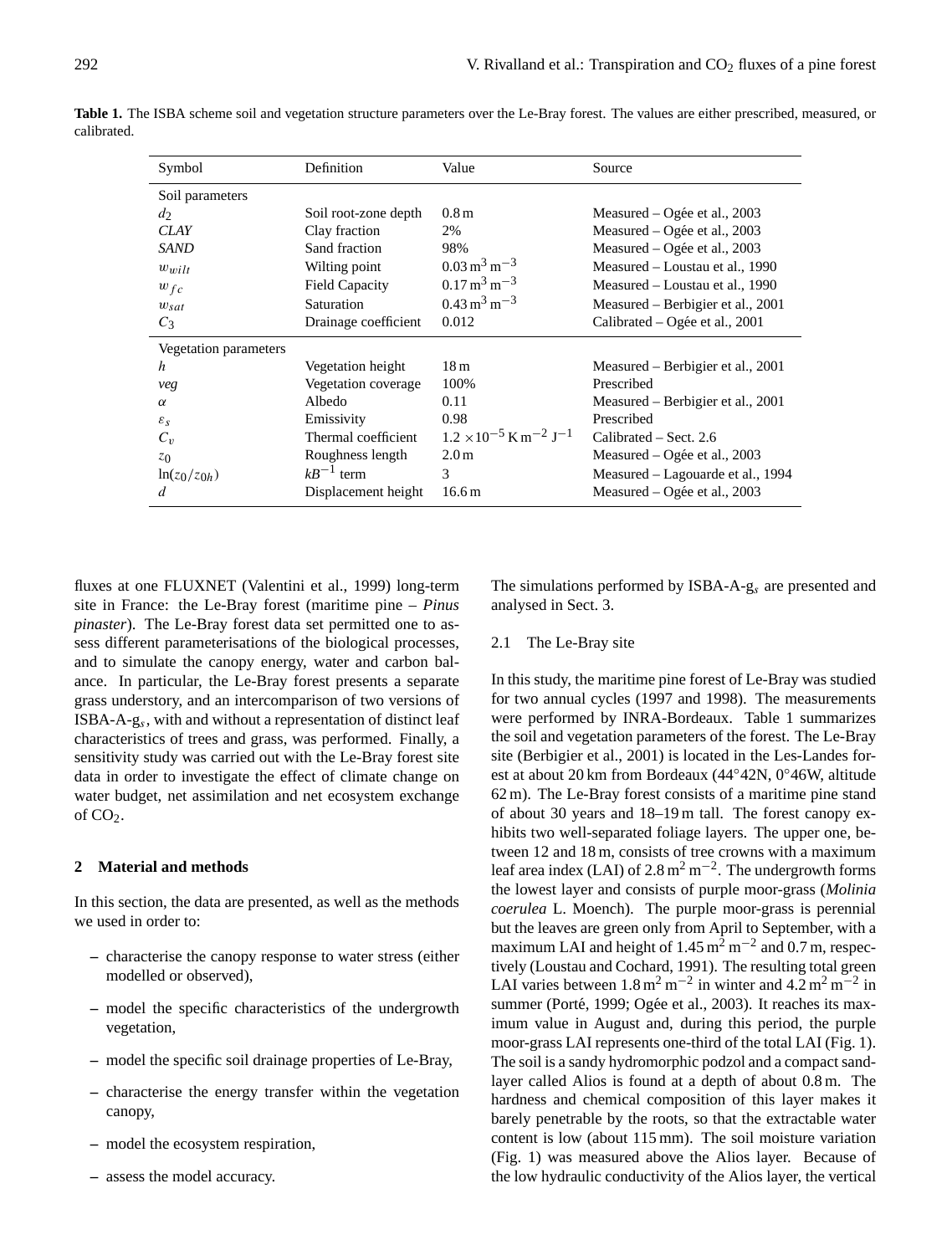**Table 1.** The ISBA scheme soil and vegetation structure parameters over the Le-Bray forest. The values are either prescribed, measured, or calibrated.

| Symbol | Definition | Value | Source |
|---|---|---|---|
| Soil parameters | | | |
| $d_2$ | Soil root-zone depth | 0.8 m | Measured – Ogée et al., 2003 |
| *CLAY* | Clay fraction | 2% | Measured – Ogée et al., 2003 |
| *SAND* | Sand fraction | 98% | Measured – Ogée et al., 2003 |
| $w_{wilt}$ | Wilting point | $0.03\,\mathrm{m^3\,m^{-3}}$ | Measured – Loustau et al., 1990 |
| $w_{fc}$ | Field Capacity | $0.17\,\mathrm{m^3\,m^{-3}}$ | Measured – Loustau et al., 1990 |
| $w_{sat}$ | Saturation | $0.43\,\mathrm{m^3\,m^{-3}}$ | Measured – Berbigier et al., 2001 |
| $C_3$ | Drainage coefficient | 0.012 | Calibrated – Ogée et al., 2001 |
| Vegetation parameters | | | |
| $h$ | Vegetation height | 18 m | Measured – Berbigier et al., 2001 |
| *veg* | Vegetation coverage | 100% | Prescribed |
| $\alpha$ | Albedo | 0.11 | Measured – Berbigier et al., 2001 |
| $\varepsilon_s$ | Emissivity | 0.98 | Prescribed |
| $C_v$ | Thermal coefficient | $1.2\times10^{-5}\,\mathrm{K\,m^{-2}\,J^{-1}}$ | Calibrated – Sect. 2.6 |
| $z_0$ | Roughness length | 2.0 m | Measured – Ogée et al., 2003 |
| $\ln(z_0/z_{0h})$ | $kB^{-1}$ term | 3 | Measured – Lagouarde et al., 1994 |
| $d$ | Displacement height | 16.6 m | Measured – Ogée et al., 2003 |

fluxes at one FLUXNET (Valentini et al., 1999) long-term site in France: the Le-Bray forest (maritime pine – *Pinus pinaster*). The Le-Bray forest data set permitted one to assess different parameterisations of the biological processes, and to simulate the canopy energy, water and carbon balance. In particular, the Le-Bray forest presents a separate grass understory, and an intercomparison of two versions of ISBA-A-$g_s$, with and without a representation of distinct leaf characteristics of trees and grass, was performed. Finally, a sensitivity study was carried out with the Le-Bray forest site data in order to investigate the effect of climate change on water budget, net assimilation and net ecosystem exchange of $CO_2$.

## 2 Material and methods

In this section, the data are presented, as well as the methods we used in order to:

- characterise the canopy response to water stress (either modelled or observed),
- model the specific characteristics of the undergrowth vegetation,
- model the specific soil drainage properties of Le-Bray,
- characterise the energy transfer within the vegetation canopy,
- model the ecosystem respiration,
- assess the model accuracy.

The simulations performed by ISBA-A-$g_s$ are presented and analysed in Sect. 3.

### 2.1 The Le-Bray site

In this study, the maritime pine forest of Le-Bray was studied for two annual cycles (1997 and 1998). The measurements were performed by INRA-Bordeaux. Table 1 summarizes the soil and vegetation parameters of the forest. The Le-Bray site (Berbigier et al., 2001) is located in the Les-Landes forest at about 20 km from Bordeaux (44°42N, 0°46W, altitude 62 m). The Le-Bray forest consists of a maritime pine stand of about 30 years and 18–19 m tall. The forest canopy exhibits two well-separated foliage layers. The upper one, between 12 and 18 m, consists of tree crowns with a maximum leaf area index (LAI) of $2.8\,\mathrm{m^2\,m^{-2}}$. The undergrowth forms the lowest layer and consists of purple moor-grass (*Molinia coerulea* L. Moench). The purple moor-grass is perennial but the leaves are green only from April to September, with a maximum LAI and height of $1.45\,\mathrm{m^2\,m^{-2}}$ and 0.7 m, respectively (Loustau and Cochard, 1991). The resulting total green LAI varies between $1.8\,\mathrm{m^2\,m^{-2}}$ in winter and $4.2\,\mathrm{m^2\,m^{-2}}$ in summer (Porté, 1999; Ogée et al., 2003). It reaches its maximum value in August and, during this period, the purple moor-grass LAI represents one-third of the total LAI (Fig. 1). The soil is a sandy hydromorphic podzol and a compact sand-layer called Alios is found at a depth of about 0.8 m. The hardness and chemical composition of this layer makes it barely penetrable by the roots, so that the extractable water content is low (about 115 mm). The soil moisture variation (Fig. 1) was measured above the Alios layer. Because of the low hydraulic conductivity of the Alios layer, the vertical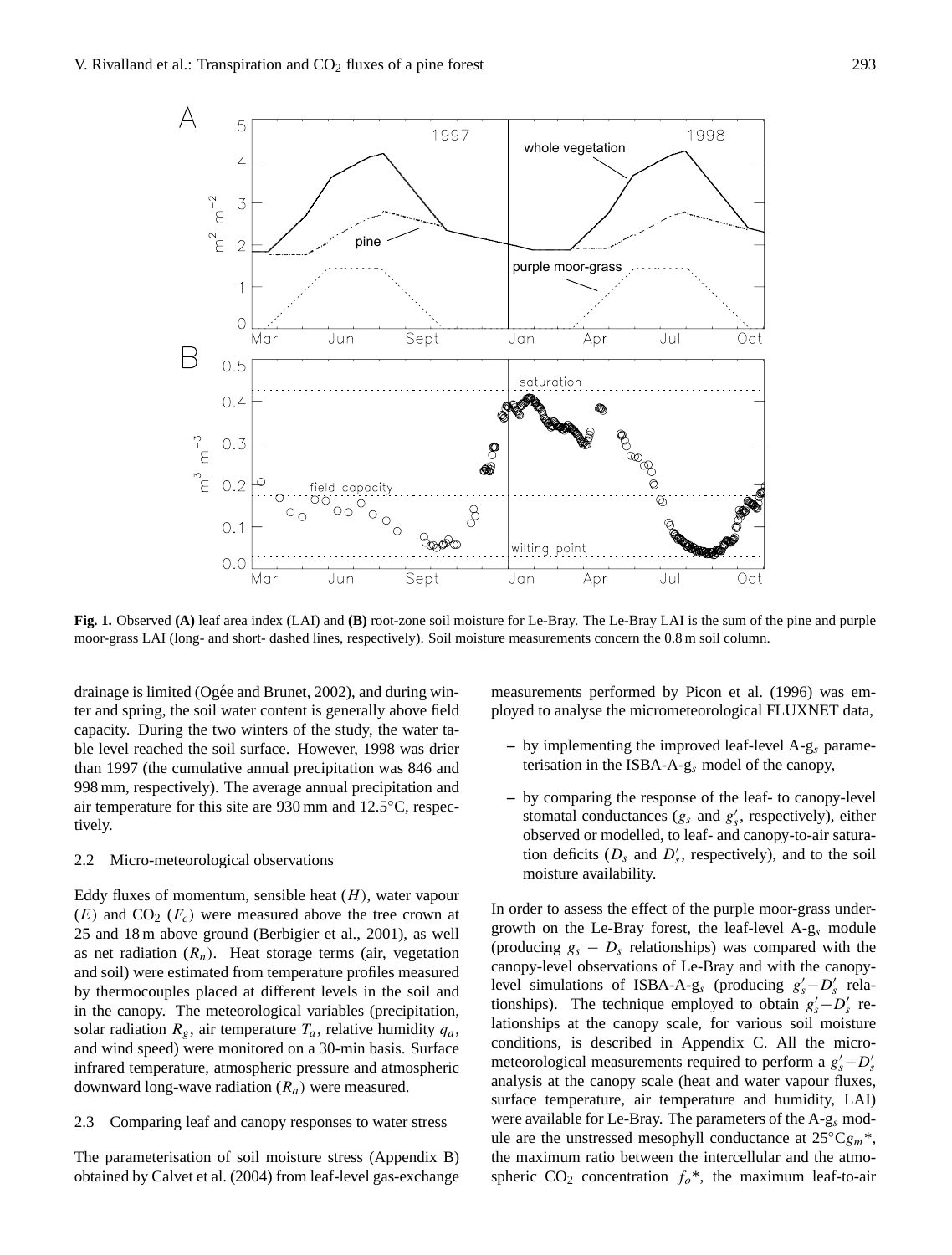**Fig. 1.** Observed **(A)** leaf area index (LAI) and **(B)** root-zone soil moisture for Le-Bray. The Le-Bray LAI is the sum of the pine and purple moor-grass LAI (long- and short- dashed lines, respectively). Soil moisture measurements concern the 0.8 m soil column.

drainage is limited (Ogée and Brunet, 2002), and during winter and spring, the soil water content is generally above field capacity. During the two winters of the study, the water table level reached the soil surface. However, 1998 was drier than 1997 (the cumulative annual precipitation was 846 and 998 mm, respectively). The average annual precipitation and air temperature for this site are 930 mm and 12.5°C, respectively.

### 2.2 Micro-meteorological observations

Eddy fluxes of momentum, sensible heat ($H$), water vapour ($E$) and $CO_2$ ($F_c$) were measured above the tree crown at 25 and 18 m above ground (Berbigier et al., 2001), as well as net radiation ($R_n$). Heat storage terms (air, vegetation and soil) were estimated from temperature profiles measured by thermocouples placed at different levels in the soil and in the canopy. The meteorological variables (precipitation, solar radiation $R_g$, air temperature $T_a$, relative humidity $q_a$, and wind speed) were monitored on a 30-min basis. Surface infrared temperature, atmospheric pressure and atmospheric downward long-wave radiation ($R_a$) were measured.

### 2.3 Comparing leaf and canopy responses to water stress

The parameterisation of soil moisture stress (Appendix B) obtained by Calvet et al. (2004) from leaf-level gas-exchange measurements performed by Picon et al. (1996) was employed to analyse the micrometeorological FLUXNET data,

- by implementing the improved leaf-level A-$g_s$ parameterisation in the ISBA-A-$g_s$ model of the canopy,
- by comparing the response of the leaf- to canopy-level stomatal conductances ($g_s$ and $g_s'$, respectively), either observed or modelled, to leaf- and canopy-to-air saturation deficits ($D_s$ and $D_s'$, respectively), and to the soil moisture availability.

In order to assess the effect of the purple moor-grass undergrowth on the Le-Bray forest, the leaf-level A-$g_s$ module (producing $g_s - D_s$ relationships) was compared with the canopy-level observations of Le-Bray and with the canopy-level simulations of ISBA-A-$g_s$ (producing $g_s'-D_s'$ relationships). The technique employed to obtain $g_s'-D_s'$ relationships at the canopy scale, for various soil moisture conditions, is described in Appendix C. All the micro-meteorological measurements required to perform a $g_s'-D_s'$ analysis at the canopy scale (heat and water vapour fluxes, surface temperature, air temperature and humidity, LAI) were available for Le-Bray. The parameters of the A-$g_s$ module are the unstressed mesophyll conductance at 25°C$g_m$\*, the maximum ratio between the intercellular and the atmospheric $CO_2$ concentration $f_o$\*, the maximum leaf-to-air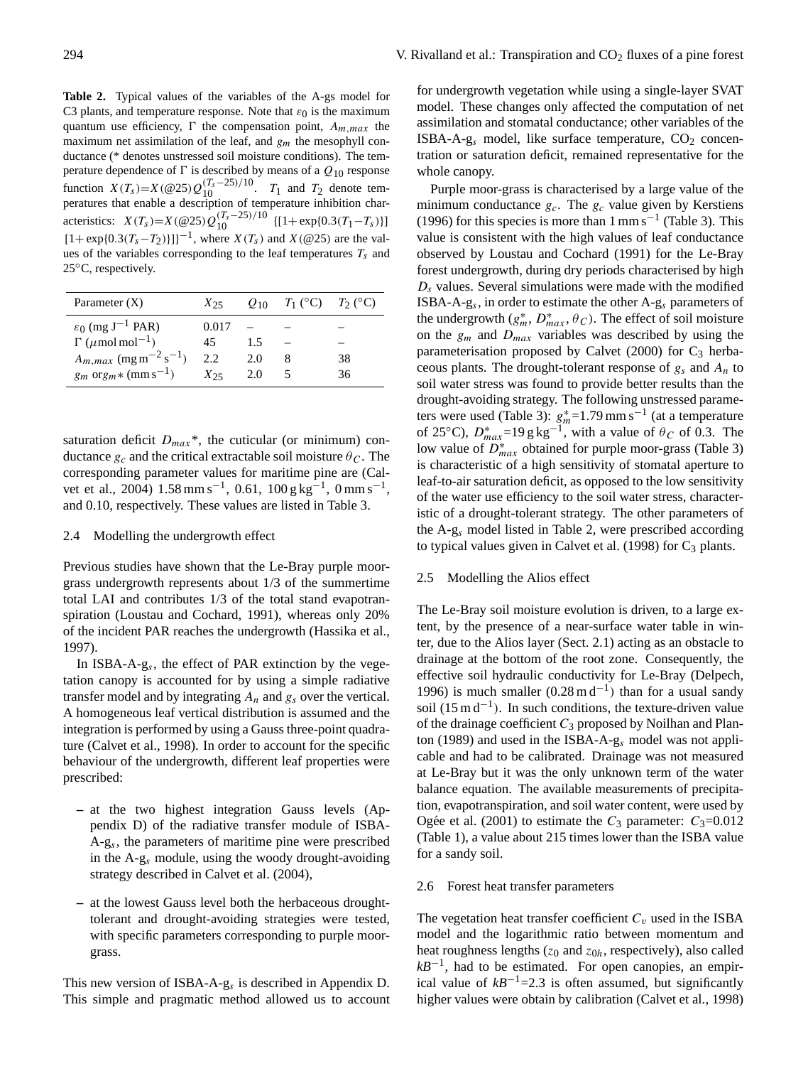**Table 2.** Typical values of the variables of the A-gs model for C3 plants, and temperature response. Note that $\varepsilon_0$ is the maximum quantum use efficiency, $\Gamma$ the compensation point, $A_{m,max}$ the maximum net assimilation of the leaf, and $g_m$ the mesophyll conductance (* denotes unstressed soil moisture conditions). The temperature dependence of $\Gamma$ is described by means of a $Q_{10}$ response function $X(T_s)=X(@25)Q_{10}^{(T_s-25)/10}$. $T_1$ and $T_2$ denote temperatures that enable a description of temperature inhibition characteristics: $X(T_s)=X(@25)Q_{10}^{(T_s-25)/10}$ $\{[1+\exp\{0.3(T_1-T_s)\}]$ $[1+\exp\{0.3(T_s-T_2)\}]\}^{-1}$, where $X(T_s)$ and $X(@25)$ are the values of the variables corresponding to the leaf temperatures $T_s$ and 25°C, respectively.

| Parameter (X) | $X_{25}$ | $Q_{10}$ | $T_1$ (°C) | $T_2$ (°C) |
|---|---|---|---|---|
| $\varepsilon_0$ (mg J$^{-1}$ PAR) | 0.017 | – | – | – |
| $\Gamma$ ($\mu$mol mol$^{-1}$) | 45 | 1.5 | – | – |
| $A_{m,max}$ (mg m$^{-2}$ s$^{-1}$) | 2.2 | 2.0 | 8 | 38 |
| $g_m$ or $g_m*$ (mm s$^{-1}$) | $X_{25}$ | 2.0 | 5 | 36 |

saturation deficit $D_{max}$*, the cuticular (or minimum) conductance $g_c$ and the critical extractable soil moisture $\theta_C$. The corresponding parameter values for maritime pine are (Calvet et al., 2004) 1.58 mm s$^{-1}$, 0.61, 100 g kg$^{-1}$, 0 mm s$^{-1}$, and 0.10, respectively. These values are listed in Table 3.

### 2.4 Modelling the undergrowth effect

Previous studies have shown that the Le-Bray purple moor-grass undergrowth represents about 1/3 of the summertime total LAI and contributes 1/3 of the total stand evapotranspiration (Loustau and Cochard, 1991), whereas only 20% of the incident PAR reaches the undergrowth (Hassika et al., 1997).

In ISBA-A-g$_s$, the effect of PAR extinction by the vegetation canopy is accounted for by using a simple radiative transfer model and by integrating $A_n$ and $g_s$ over the vertical. A homogeneous leaf vertical distribution is assumed and the integration is performed by using a Gauss three-point quadrature (Calvet et al., 1998). In order to account for the specific behaviour of the undergrowth, different leaf properties were prescribed:

- at the two highest integration Gauss levels (Appendix D) of the radiative transfer module of ISBA-A-g$_s$, the parameters of maritime pine were prescribed in the A-g$_s$ module, using the woody drought-avoiding strategy described in Calvet et al. (2004),
- at the lowest Gauss level both the herbaceous drought-tolerant and drought-avoiding strategies were tested, with specific parameters corresponding to purple moor-grass.

This new version of ISBA-A-g$_s$ is described in Appendix D. This simple and pragmatic method allowed us to account for undergrowth vegetation while using a single-layer SVAT model. These changes only affected the computation of net assimilation and stomatal conductance; other variables of the ISBA-A-g$_s$ model, like surface temperature, $CO_2$ concentration or saturation deficit, remained representative for the whole canopy.

Purple moor-grass is characterised by a large value of the minimum conductance $g_c$. The $g_c$ value given by Kerstiens (1996) for this species is more than 1 mm s$^{-1}$ (Table 3). This value is consistent with the high values of leaf conductance observed by Loustau and Cochard (1991) for the Le-Bray forest undergrowth, during dry periods characterised by high $D_s$ values. Several simulations were made with the modified ISBA-A-g$_s$, in order to estimate the other A-g$_s$ parameters of the undergrowth ($g_m^*$, $D_{max}^*$, $\theta_C$). The effect of soil moisture on the $g_m$ and $D_{max}$ variables was described by using the parameterisation proposed by Calvet (2000) for $C_3$ herbaceous plants. The drought-tolerant response of $g_s$ and $A_n$ to soil water stress was found to provide better results than the drought-avoiding strategy. The following unstressed parameters were used (Table 3): $g_m^*$=1.79 mm s$^{-1}$ (at a temperature of 25°C), $D_{max}^*$=19 g kg$^{-1}$, with a value of $\theta_C$ of 0.3. The low value of $D_{max}^*$ obtained for purple moor-grass (Table 3) is characteristic of a high sensitivity of stomatal aperture to leaf-to-air saturation deficit, as opposed to the low sensitivity of the water use efficiency to the soil water stress, characteristic of a drought-tolerant strategy. The other parameters of the A-g$_s$ model listed in Table 2, were prescribed according to typical values given in Calvet et al. (1998) for $C_3$ plants.

### 2.5 Modelling the Alios effect

The Le-Bray soil moisture evolution is driven, to a large extent, by the presence of a near-surface water table in winter, due to the Alios layer (Sect. 2.1) acting as an obstacle to drainage at the bottom of the root zone. Consequently, the effective soil hydraulic conductivity for Le-Bray (Delpech, 1996) is much smaller (0.28 m d$^{-1}$) than for a usual sandy soil (15 m d$^{-1}$). In such conditions, the texture-driven value of the drainage coefficient $C_3$ proposed by Noilhan and Planton (1989) and used in the ISBA-A-g$_s$ model was not applicable and had to be calibrated. Drainage was not measured at Le-Bray but it was the only unknown term of the water balance equation. The available measurements of precipitation, evapotranspiration, and soil water content, were used by Ogée et al. (2001) to estimate the $C_3$ parameter: $C_3$=0.012 (Table 1), a value about 215 times lower than the ISBA value for a sandy soil.

### 2.6 Forest heat transfer parameters

The vegetation heat transfer coefficient $C_v$ used in the ISBA model and the logarithmic ratio between momentum and heat roughness lengths ($z_0$ and $z_{0h}$, respectively), also called $kB^{-1}$, had to be estimated. For open canopies, an empirical value of $kB^{-1}$=2.3 is often assumed, but significantly higher values were obtain by calibration (Calvet et al., 1998)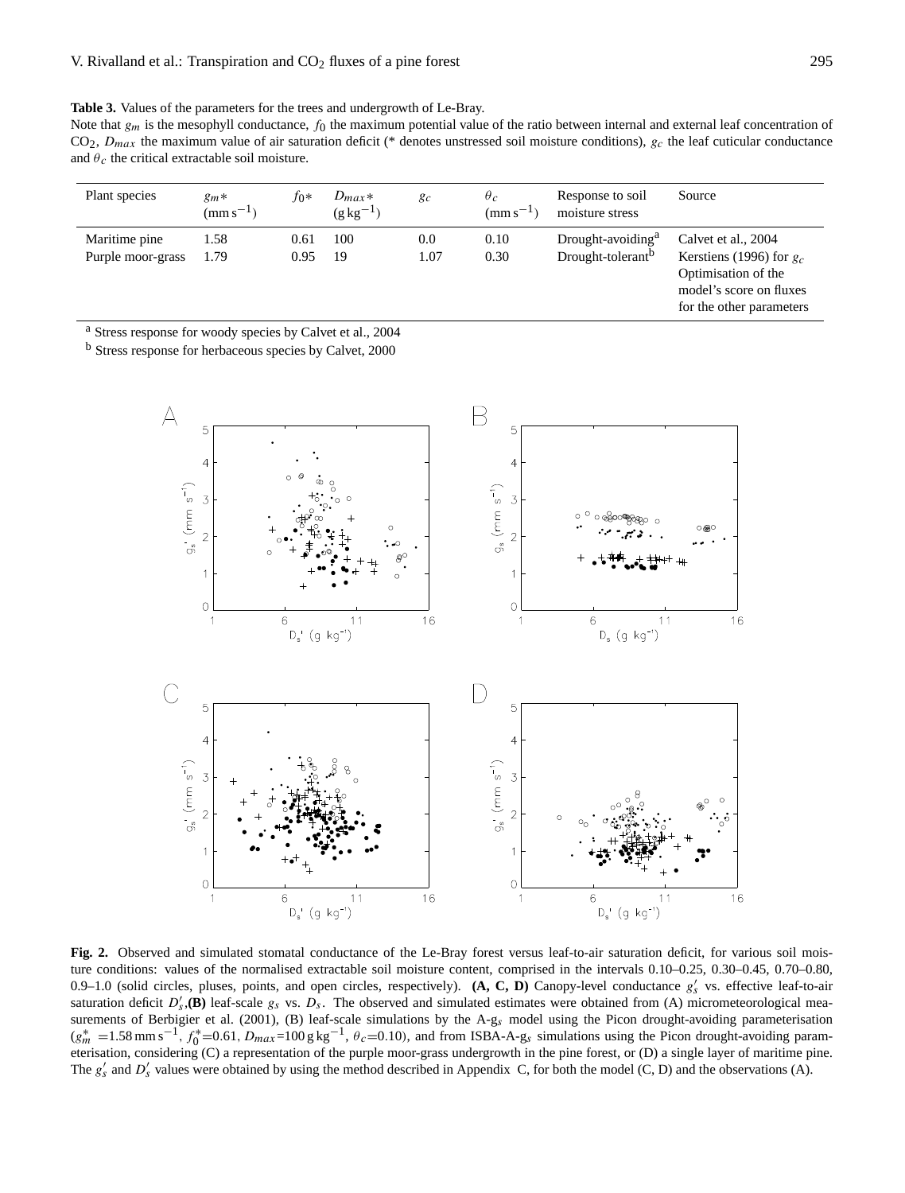**Table 3.** Values of the parameters for the trees and undergrowth of Le-Bray.
Note that $g_m$ is the mesophyll conductance, $f_0$ the maximum potential value of the ratio between internal and external leaf concentration of $CO_2$, $D_{max}$ the maximum value of air saturation deficit (* denotes unstressed soil moisture conditions), $g_c$ the leaf cuticular conductance and $\theta_c$ the critical extractable soil moisture.

| Plant species | $g_m$* $(\mathrm{mm\,s^{-1}})$ | $f_0$* | $D_{max}$* $(\mathrm{g\,kg^{-1}})$ | $g_c$ | $\theta_c$ $(\mathrm{mm\,s^{-1}})$ | Response to soil moisture stress | Source |
|---|---|---|---|---|---|---|---|
| Maritime pine | 1.58 | 0.61 | 100 | 0.0 | 0.10 | Drought-avoiding[a] | Calvet et al., 2004 |
| Purple moor-grass | 1.79 | 0.95 | 19 | 1.07 | 0.30 | Drought-tolerant[b] | Kerstiens (1996) for $g_c$ Optimisation of the model's score on fluxes for the other parameters |

[a] Stress response for woody species by Calvet et al., 2004

[b] Stress response for herbaceous species by Calvet, 2000

**Fig. 2.** Observed and simulated stomatal conductance of the Le-Bray forest versus leaf-to-air saturation deficit, for various soil moisture conditions: values of the normalised extractable soil moisture content, comprised in the intervals 0.10–0.25, 0.30–0.45, 0.70–0.80, 0.9–1.0 (solid circles, pluses, points, and open circles, respectively). **(A, C, D)** Canopy-level conductance $g_s'$ vs. effective leaf-to-air saturation deficit $D_s'$,**(B)** leaf-scale $g_s$ vs. $D_s$. The observed and simulated estimates were obtained from (A) micrometeorological measurements of Berbigier et al. (2001), (B) leaf-scale simulations by the A-$g_s$ model using the Picon drought-avoiding parameterisation ($g_m^*$ =1.58 $\mathrm{mm\,s^{-1}}$, $f_0^*$=0.61, $D_{max}$=100 $\mathrm{g\,kg^{-1}}$, $\theta_c$=0.10), and from ISBA-A-$g_s$ simulations using the Picon drought-avoiding parameterisation, considering (C) a representation of the purple moor-grass undergrowth in the pine forest, or (D) a single layer of maritime pine. The $g_s'$ and $D_s'$ values were obtained by using the method described in Appendix C, for both the model (C, D) and the observations (A).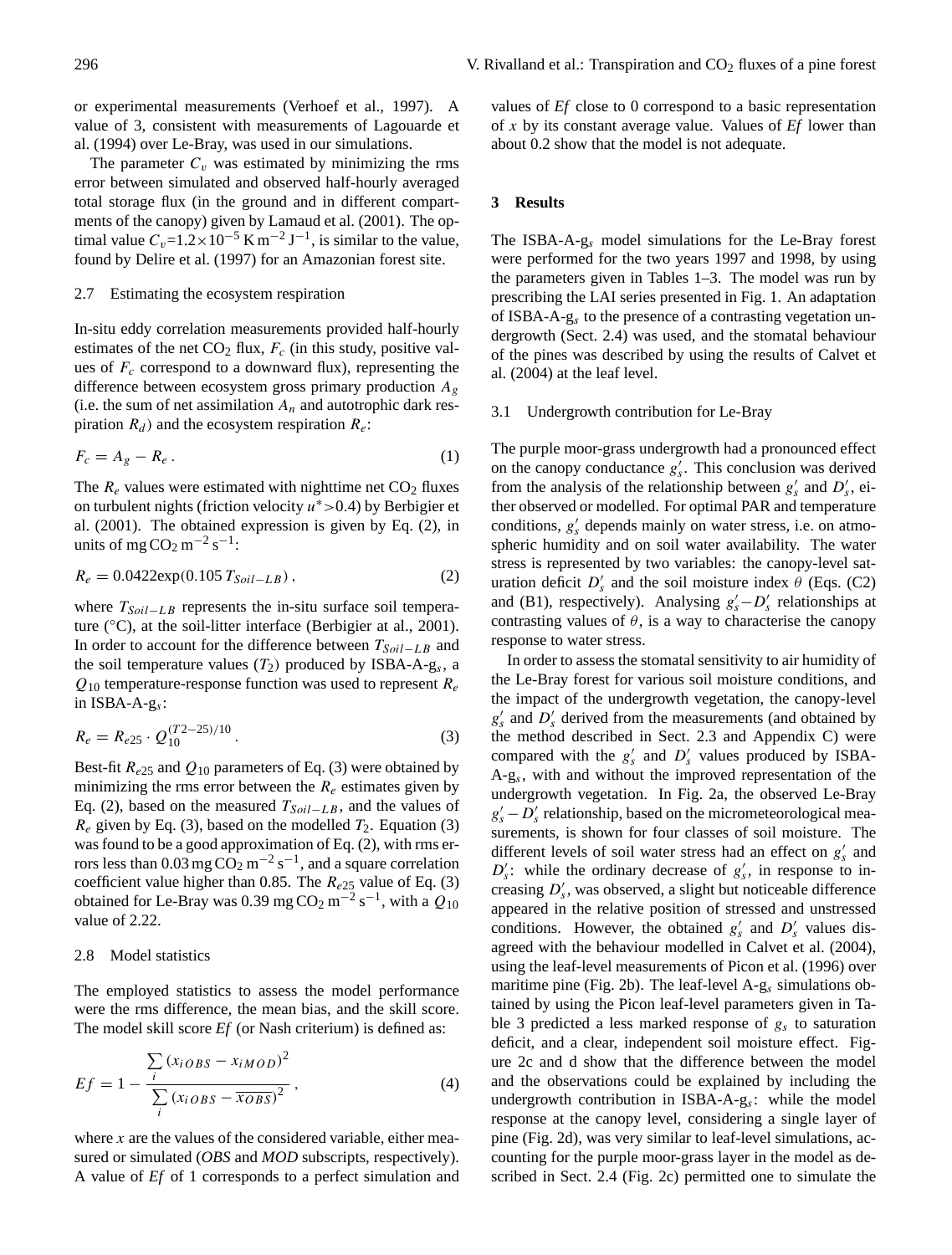or experimental measurements (Verhoef et al., 1997). A value of 3, consistent with measurements of Lagouarde et al. (1994) over Le-Bray, was used in our simulations.

The parameter $C_v$ was estimated by minimizing the rms error between simulated and observed half-hourly averaged total storage flux (in the ground and in different compartments of the canopy) given by Lamaud et al. (2001). The optimal value $C_v$=1.2×10$^{-5}$ K m$^{-2}$ J$^{-1}$, is similar to the value, found by Delire et al. (1997) for an Amazonian forest site.

### 2.7 Estimating the ecosystem respiration

In-situ eddy correlation measurements provided half-hourly estimates of the net $CO_2$ flux, $F_c$ (in this study, positive values of $F_c$ correspond to a downward flux), representing the difference between ecosystem gross primary production $A_g$ (i.e. the sum of net assimilation $A_n$ and autotrophic dark respiration $R_d$) and the ecosystem respiration $R_e$:

$$F_c = A_g - R_e \,. \tag{1}$$

The $R_e$ values were estimated with nighttime net $CO_2$ fluxes on turbulent nights (friction velocity $u^*$>0.4) by Berbigier et al. (2001). The obtained expression is given by Eq. (2), in units of mg $CO_2$ m$^{-2}$ s$^{-1}$:

$$R_e = 0.0422\exp(0.105\, T_{Soil-LB})\,, \tag{2}$$

where $T_{Soil-LB}$ represents the in-situ surface soil temperature (°C), at the soil-litter interface (Berbigier at al., 2001). In order to account for the difference between $T_{Soil-LB}$ and the soil temperature values ($T_2$) produced by ISBA-A-g$_s$, a $Q_{10}$ temperature-response function was used to represent $R_e$ in ISBA-A-g$_s$:

$$R_e = R_{e25} \cdot Q_{10}^{(T2-25)/10} \,. \tag{3}$$

Best-fit $R_{e25}$ and $Q_{10}$ parameters of Eq. (3) were obtained by minimizing the rms error between the $R_e$ estimates given by Eq. (2), based on the measured $T_{Soil-LB}$, and the values of $R_e$ given by Eq. (3), based on the modelled $T_2$. Equation (3) was found to be a good approximation of Eq. (2), with rms errors less than 0.03 mg $CO_2$ m$^{-2}$ s$^{-1}$, and a square correlation coefficient value higher than 0.85. The $R_{e25}$ value of Eq. (3) obtained for Le-Bray was 0.39 mg $CO_2$ m$^{-2}$ s$^{-1}$, with a $Q_{10}$ value of 2.22.

### 2.8 Model statistics

The employed statistics to assess the model performance were the rms difference, the mean bias, and the skill score. The model skill score *Ef* (or Nash criterium) is defined as:

$$Ef = 1 - \frac{\sum_i (x_{iOBS} - x_{iMOD})^2}{\sum_i (x_{iOBS} - \overline{x_{OBS}})^2}\,, \tag{4}$$

where $x$ are the values of the considered variable, either measured or simulated (*OBS* and *MOD* subscripts, respectively). A value of *Ef* of 1 corresponds to a perfect simulation and values of *Ef* close to 0 correspond to a basic representation of $x$ by its constant average value. Values of *Ef* lower than about 0.2 show that the model is not adequate.

## 3 Results

The ISBA-A-g$_s$ model simulations for the Le-Bray forest were performed for the two years 1997 and 1998, by using the parameters given in Tables 1–3. The model was run by prescribing the LAI series presented in Fig. 1. An adaptation of ISBA-A-g$_s$ to the presence of a contrasting vegetation undergrowth (Sect. 2.4) was used, and the stomatal behaviour of the pines was described by using the results of Calvet et al. (2004) at the leaf level.

### 3.1 Undergrowth contribution for Le-Bray

The purple moor-grass undergrowth had a pronounced effect on the canopy conductance $g_s'$. This conclusion was derived from the analysis of the relationship between $g_s'$ and $D_s'$, either observed or modelled. For optimal PAR and temperature conditions, $g_s'$ depends mainly on water stress, i.e. on atmospheric humidity and on soil water availability. The water stress is represented by two variables: the canopy-level saturation deficit $D_s'$ and the soil moisture index $\theta$ (Eqs. (C2) and (B1), respectively). Analysing $g_s'-D_s'$ relationships at contrasting values of $\theta$, is a way to characterise the canopy response to water stress.

In order to assess the stomatal sensitivity to air humidity of the Le-Bray forest for various soil moisture conditions, and the impact of the undergrowth vegetation, the canopy-level $g_s'$ and $D_s'$ derived from the measurements (and obtained by the method described in Sect. 2.3 and Appendix C) were compared with the $g_s'$ and $D_s'$ values produced by ISBA-A-g$_s$, with and without the improved representation of the undergrowth vegetation. In Fig. 2a, the observed Le-Bray $g_s'-D_s'$ relationship, based on the micrometeorological measurements, is shown for four classes of soil moisture. The different levels of soil water stress had an effect on $g_s'$ and $D_s'$: while the ordinary decrease of $g_s'$, in response to increasing $D_s'$, was observed, a slight but noticeable difference appeared in the relative position of stressed and unstressed conditions. However, the obtained $g_s'$ and $D_s'$ values disagreed with the behaviour modelled in Calvet et al. (2004), using the leaf-level measurements of Picon et al. (1996) over maritime pine (Fig. 2b). The leaf-level A-g$_s$ simulations obtained by using the Picon leaf-level parameters given in Table 3 predicted a less marked response of $g_s$ to saturation deficit, and a clear, independent soil moisture effect. Figure 2c and d show that the difference between the model and the observations could be explained by including the undergrowth contribution in ISBA-A-g$_s$: while the model response at the canopy level, considering a single layer of pine (Fig. 2d), was very similar to leaf-level simulations, accounting for the purple moor-grass layer in the model as described in Sect. 2.4 (Fig. 2c) permitted one to simulate the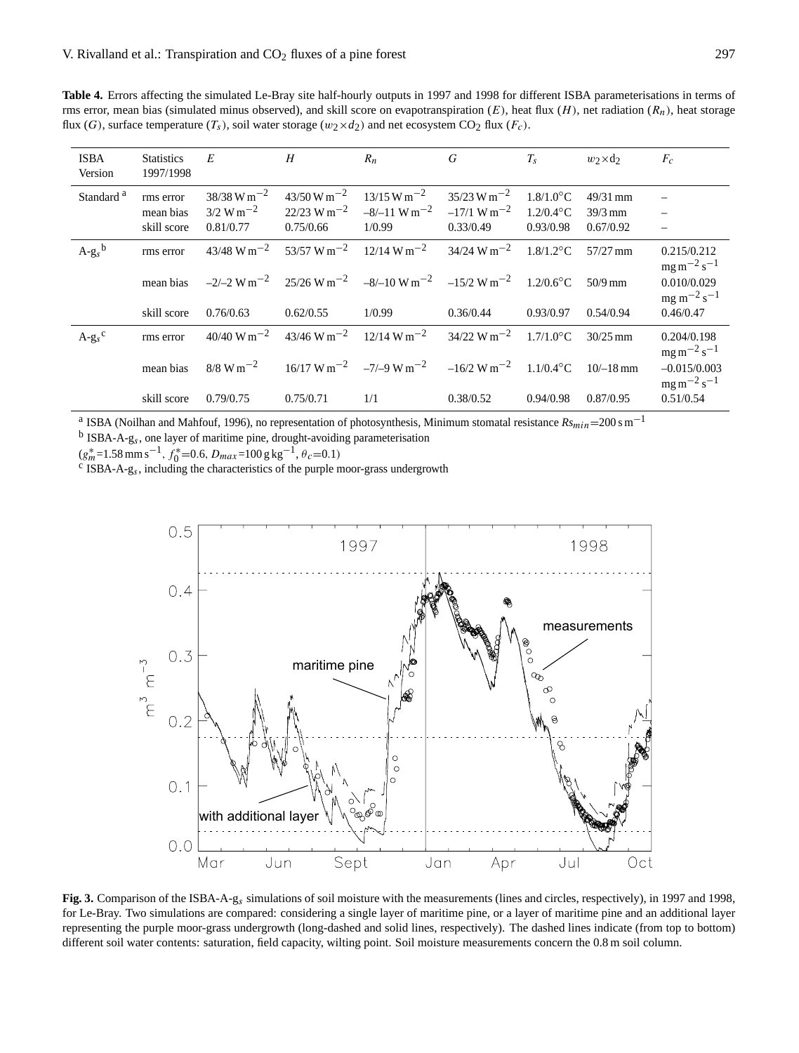**Table 4.** Errors affecting the simulated Le-Bray site half-hourly outputs in 1997 and 1998 for different ISBA parameterisations in terms of rms error, mean bias (simulated minus observed), and skill score on evapotranspiration ($E$), heat flux ($H$), net radiation ($R_n$), heat storage flux ($G$), surface temperature ($T_s$), soil water storage ($w_2 \times d_2$) and net ecosystem $CO_2$ flux ($F_C$).

| ISBA Version | Statistics 1997/1998 | $E$ | $H$ | $R_n$ | $G$ | $T_s$ | $w_2 \times d_2$ | $F_c$ |
|---|---|---|---|---|---|---|---|---|
| Standard [a] | rms error | 38/38 $W m^{-2}$ | 43/50 $W m^{-2}$ | 13/15 $W m^{-2}$ | 35/23 $W m^{-2}$ | 1.8/1.0°C | 49/31 mm | – |
| | mean bias | 3/2 $W m^{-2}$ | 22/23 $W m^{-2}$ | –8/–11 $W m^{-2}$ | –17/1 $W m^{-2}$ | 1.2/0.4°C | 39/3 mm | – |
| | skill score | 0.81/0.77 | 0.75/0.66 | 1/0.99 | 0.33/0.49 | 0.93/0.98 | 0.67/0.92 | – |
| A-$g_s$ [b] | rms error | 43/48 $W m^{-2}$ | 53/57 $W m^{-2}$ | 12/14 $W m^{-2}$ | 34/24 $W m^{-2}$ | 1.8/1.2°C | 57/27 mm | 0.215/0.212 $mg m^{-2} s^{-1}$ |
| | mean bias | –2/–2 $W m^{-2}$ | 25/26 $W m^{-2}$ | –8/–10 $W m^{-2}$ | –15/2 $W m^{-2}$ | 1.2/0.6°C | 50/9 mm | 0.010/0.029 $mg m^{-2} s^{-1}$ |
| | skill score | 0.76/0.63 | 0.62/0.55 | 1/0.99 | 0.36/0.44 | 0.93/0.97 | 0.54/0.94 | 0.46/0.47 |
| A-$g_s$ [c] | rms error | 40/40 $W m^{-2}$ | 43/46 $W m^{-2}$ | 12/14 $W m^{-2}$ | 34/22 $W m^{-2}$ | 1.7/1.0°C | 30/25 mm | 0.204/0.198 $mg m^{-2} s^{-1}$ |
| | mean bias | 8/8 $W m^{-2}$ | 16/17 $W m^{-2}$ | –7/–9 $W m^{-2}$ | –16/2 $W m^{-2}$ | 1.1/0.4°C | 10/–18 mm | –0.015/0.003 $mg m^{-2} s^{-1}$ |
| | skill score | 0.79/0.75 | 0.75/0.71 | 1/1 | 0.38/0.52 | 0.94/0.98 | 0.87/0.95 | 0.51/0.54 |

[a] ISBA (Noilhan and Mahfouf, 1996), no representation of photosynthesis, Minimum stomatal resistance $Rs_{min}$=200 s $m^{-1}$
[b] ISBA-A-$g_s$, one layer of maritime pine, drought-avoiding parameterisation
($g_m^*$=1.58 mm $s^{-1}$, $f_0^*$=0.6, $D_{max}$=100 g $kg^{-1}$, $\theta_c$=0.1)
[c] ISBA-A-$g_s$, including the characteristics of the purple moor-grass undergrowth

**Fig. 3.** Comparison of the ISBA-A-$g_s$ simulations of soil moisture with the measurements (lines and circles, respectively), in 1997 and 1998, for Le-Bray. Two simulations are compared: considering a single layer of maritime pine, or a layer of maritime pine and an additional layer representing the purple moor-grass undergrowth (long-dashed and solid lines, respectively). The dashed lines indicate (from top to bottom) different soil water contents: saturation, field capacity, wilting point. Soil moisture measurements concern the 0.8 m soil column.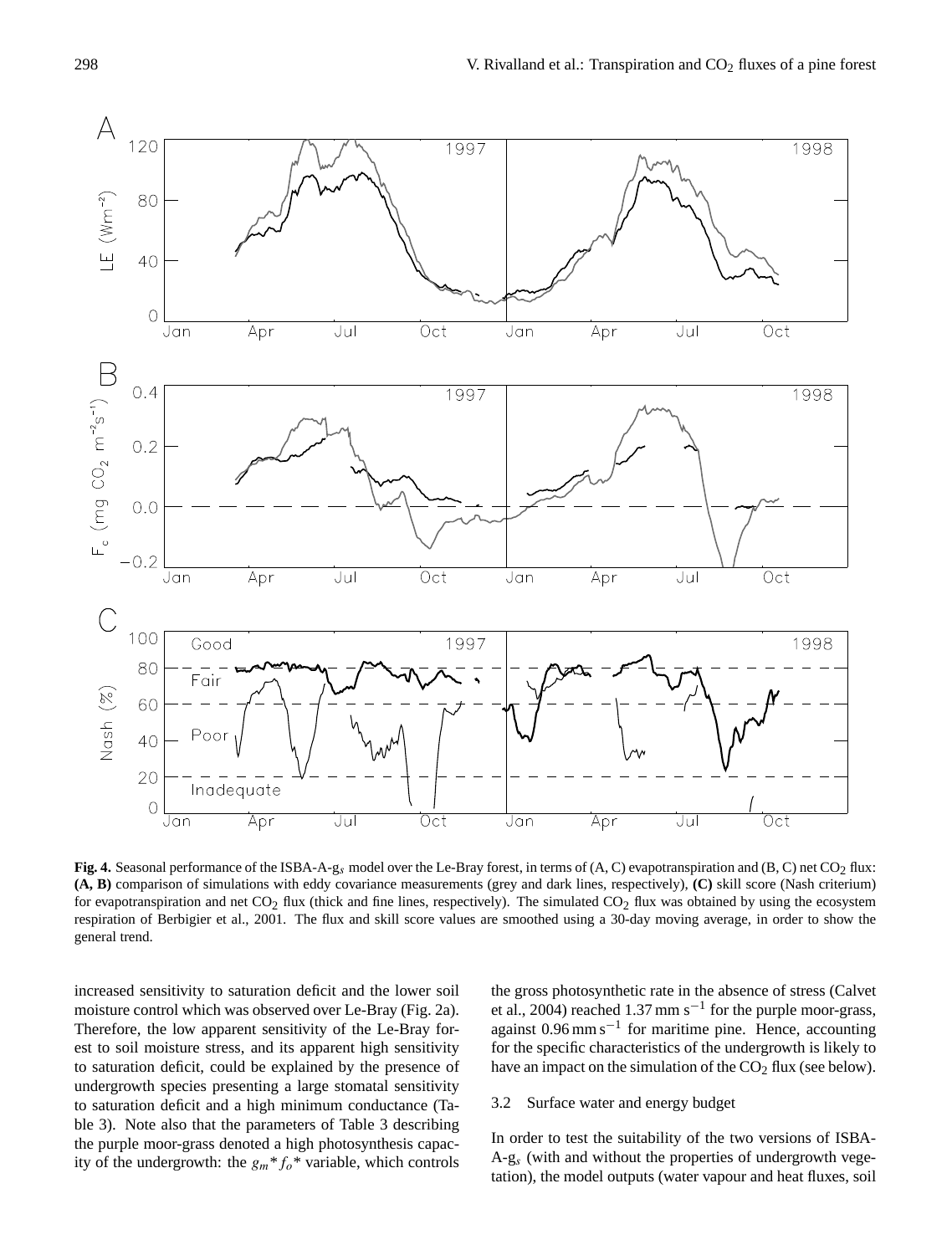**Fig. 4.** Seasonal performance of the ISBA-A-g$_s$ model over the Le-Bray forest, in terms of (A, C) evapotranspiration and (B, C) net $CO_2$ flux: **(A, B)** comparison of simulations with eddy covariance measurements (grey and dark lines, respectively), **(C)** skill score (Nash criterium) for evapotranspiration and net $CO_2$ flux (thick and fine lines, respectively). The simulated $CO_2$ flux was obtained by using the ecosystem respiration of Berbigier et al., 2001. The flux and skill score values are smoothed using a 30-day moving average, in order to show the general trend.

increased sensitivity to saturation deficit and the lower soil moisture control which was observed over Le-Bray (Fig. 2a). Therefore, the low apparent sensitivity of the Le-Bray forest to soil moisture stress, and its apparent high sensitivity to saturation deficit, could be explained by the presence of undergrowth species presenting a large stomatal sensitivity to saturation deficit and a high minimum conductance (Table 3). Note also that the parameters of Table 3 describing the purple moor-grass denoted a high photosynthesis capacity of the undergrowth: the $g_m{*}f_o{*}$ variable, which controls the gross photosynthetic rate in the absence of stress (Calvet et al., 2004) reached 1.37 mm s$^{-1}$ for the purple moor-grass, against 0.96 mm s$^{-1}$ for maritime pine. Hence, accounting for the specific characteristics of the undergrowth is likely to have an impact on the simulation of the $CO_2$ flux (see below).

### 3.2 Surface water and energy budget

In order to test the suitability of the two versions of ISBA-A-g$_s$ (with and without the properties of undergrowth vegetation), the model outputs (water vapour and heat fluxes, soil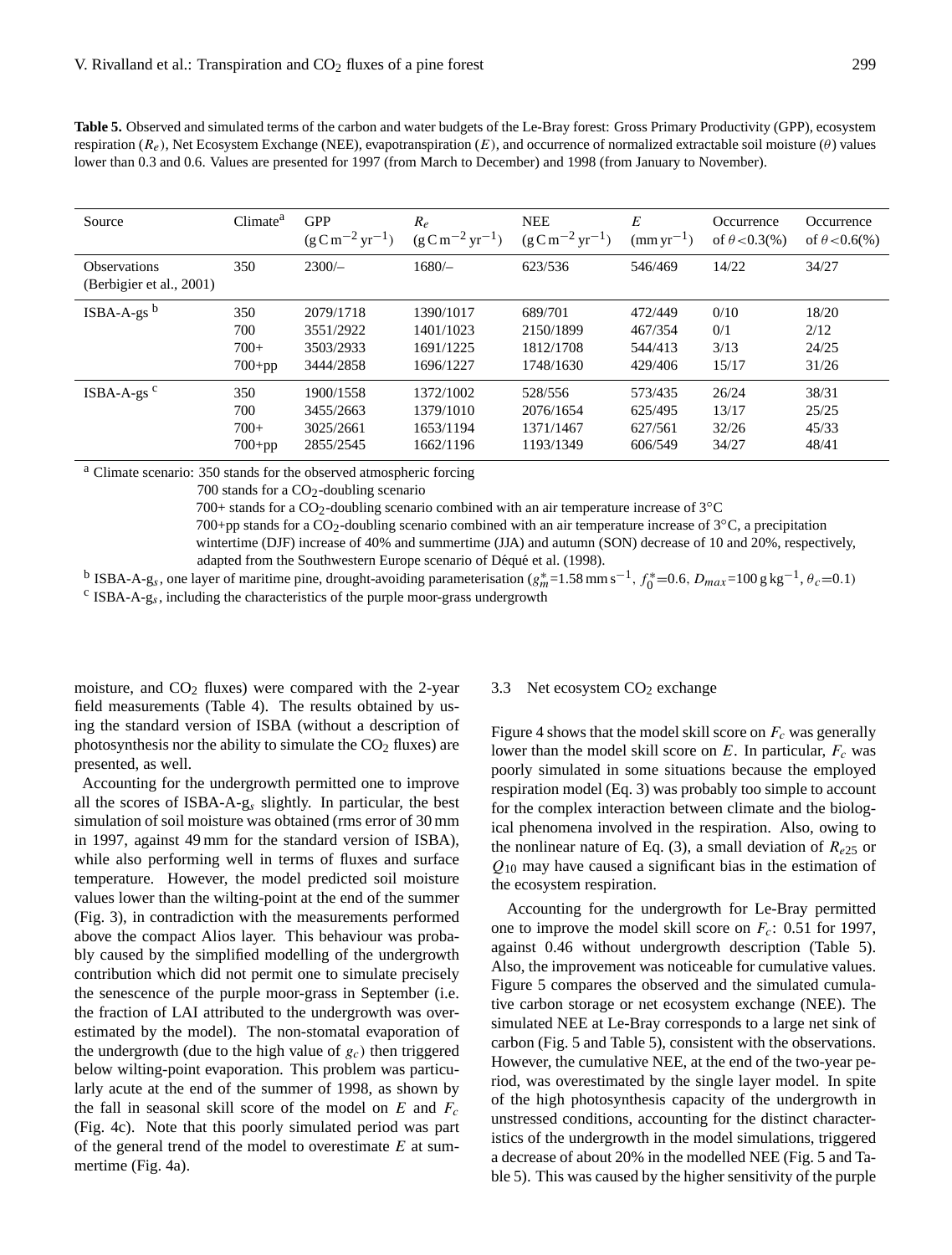**Table 5.** Observed and simulated terms of the carbon and water budgets of the Le-Bray forest: Gross Primary Productivity (GPP), ecosystem respiration ($R_e$), Net Ecosystem Exchange (NEE), evapotranspiration ($E$), and occurrence of normalized extractable soil moisture ($\theta$) values lower than 0.3 and 0.6. Values are presented for 1997 (from March to December) and 1998 (from January to November).

| Source | Climate[a] | GPP ($g\,C\,m^{-2}\,yr^{-1}$) | $R_e$ ($g\,C\,m^{-2}\,yr^{-1}$) | NEE ($g\,C\,m^{-2}\,yr^{-1}$) | $E$ ($mm\,yr^{-1}$) | Occurrence of $\theta<0.3$(%) | Occurrence of $\theta<0.6$(%) |
|---|---|---|---|---|---|---|---|
| Observations (Berbigier et al., 2001) | 350 | 2300/– | 1680/– | 623/536 | 546/469 | 14/22 | 34/27 |
| ISBA-A-gs [b] | 350 | 2079/1718 | 1390/1017 | 689/701 | 472/449 | 0/10 | 18/20 |
| | 700 | 3551/2922 | 1401/1023 | 2150/1899 | 467/354 | 0/1 | 2/12 |
| | 700+ | 3503/2933 | 1691/1225 | 1812/1708 | 544/413 | 3/13 | 24/25 |
| | 700+pp | 3444/2858 | 1696/1227 | 1748/1630 | 429/406 | 15/17 | 31/26 |
| ISBA-A-gs [c] | 350 | 1900/1558 | 1372/1002 | 528/556 | 573/435 | 26/24 | 38/31 |
| | 700 | 3455/2663 | 1379/1010 | 2076/1654 | 625/495 | 13/17 | 25/25 |
| | 700+ | 3025/2661 | 1653/1194 | 1371/1467 | 627/561 | 32/26 | 45/33 |
| | 700+pp | 2855/2545 | 1662/1196 | 1193/1349 | 606/549 | 34/27 | 48/41 |

[a] Climate scenario: 350 stands for the observed atmospheric forcing
700 stands for a $CO_2$-doubling scenario
700+ stands for a $CO_2$-doubling scenario combined with an air temperature increase of 3°C
700+pp stands for a $CO_2$-doubling scenario combined with an air temperature increase of 3°C, a precipitation wintertime (DJF) increase of 40% and summertime (JJA) and autumn (SON) decrease of 10 and 20%, respectively, adapted from the Southwestern Europe scenario of Déqué et al. (1998).

[b] ISBA-A-$g_s$, one layer of maritime pine, drought-avoiding parameterisation ($g_m^*$=1.58 mm s$^{-1}$, $f_0^*$=0.6, $D_{max}$=100 g kg$^{-1}$, $\theta_c$=0.1)

[c] ISBA-A-$g_s$, including the characteristics of the purple moor-grass undergrowth

moisture, and $CO_2$ fluxes) were compared with the 2-year field measurements (Table 4). The results obtained by using the standard version of ISBA (without a description of photosynthesis nor the ability to simulate the $CO_2$ fluxes) are presented, as well.

Accounting for the undergrowth permitted one to improve all the scores of ISBA-A-$g_s$ slightly. In particular, the best simulation of soil moisture was obtained (rms error of 30 mm in 1997, against 49 mm for the standard version of ISBA), while also performing well in terms of fluxes and surface temperature. However, the model predicted soil moisture values lower than the wilting-point at the end of the summer (Fig. 3), in contradiction with the measurements performed above the compact Alios layer. This behaviour was probably caused by the simplified modelling of the undergrowth contribution which did not permit one to simulate precisely the senescence of the purple moor-grass in September (i.e. the fraction of LAI attributed to the undergrowth was overestimated by the model). The non-stomatal evaporation of the undergrowth (due to the high value of $g_c$) then triggered below wilting-point evaporation. This problem was particularly acute at the end of the summer of 1998, as shown by the fall in seasonal skill score of the model on $E$ and $F_c$ (Fig. 4c). Note that this poorly simulated period was part of the general trend of the model to overestimate $E$ at summertime (Fig. 4a).

### 3.3 Net ecosystem $CO_2$ exchange

Figure 4 shows that the model skill score on $F_c$ was generally lower than the model skill score on $E$. In particular, $F_c$ was poorly simulated in some situations because the employed respiration model (Eq. 3) was probably too simple to account for the complex interaction between climate and the biological phenomena involved in the respiration. Also, owing to the nonlinear nature of Eq. (3), a small deviation of $R_{e25}$ or $Q_{10}$ may have caused a significant bias in the estimation of the ecosystem respiration.

Accounting for the undergrowth for Le-Bray permitted one to improve the model skill score on $F_c$: 0.51 for 1997, against 0.46 without undergrowth description (Table 5). Also, the improvement was noticeable for cumulative values. Figure 5 compares the observed and the simulated cumulative carbon storage or net ecosystem exchange (NEE). The simulated NEE at Le-Bray corresponds to a large net sink of carbon (Fig. 5 and Table 5), consistent with the observations. However, the cumulative NEE, at the end of the two-year period, was overestimated by the single layer model. In spite of the high photosynthesis capacity of the undergrowth in unstressed conditions, accounting for the distinct characteristics of the undergrowth in the model simulations, triggered a decrease of about 20% in the modelled NEE (Fig. 5 and Table 5). This was caused by the higher sensitivity of the purple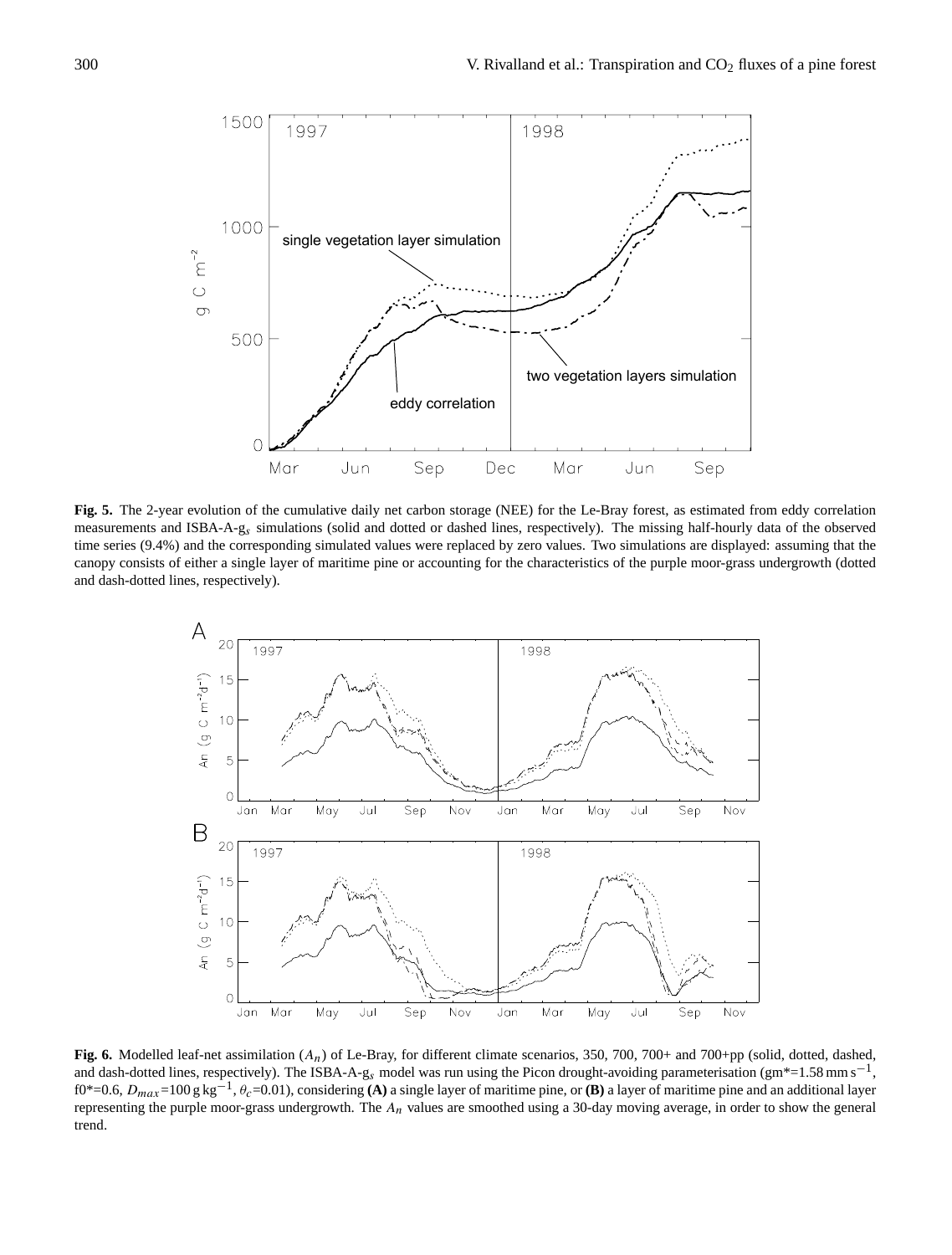**Fig. 5.** The 2-year evolution of the cumulative daily net carbon storage (NEE) for the Le-Bray forest, as estimated from eddy correlation measurements and ISBA-A-g$_s$ simulations (solid and dotted or dashed lines, respectively). The missing half-hourly data of the observed time series (9.4%) and the corresponding simulated values were replaced by zero values. Two simulations are displayed: assuming that the canopy consists of either a single layer of maritime pine or accounting for the characteristics of the purple moor-grass undergrowth (dotted and dash-dotted lines, respectively).

**Fig. 6.** Modelled leaf-net assimilation ($A_n$) of Le-Bray, for different climate scenarios, 350, 700, 700+ and 700+pp (solid, dotted, dashed, and dash-dotted lines, respectively). The ISBA-A-g$_s$ model was run using the Picon drought-avoiding parameterisation (gm*=1.58 mm s$^{-1}$, f0*=0.6, $D_{max}$=100 g kg$^{-1}$, $\theta_c$=0.01), considering **(A)** a single layer of maritime pine, or **(B)** a layer of maritime pine and an additional layer representing the purple moor-grass undergrowth. The $A_n$ values are smoothed using a 30-day moving average, in order to show the general trend.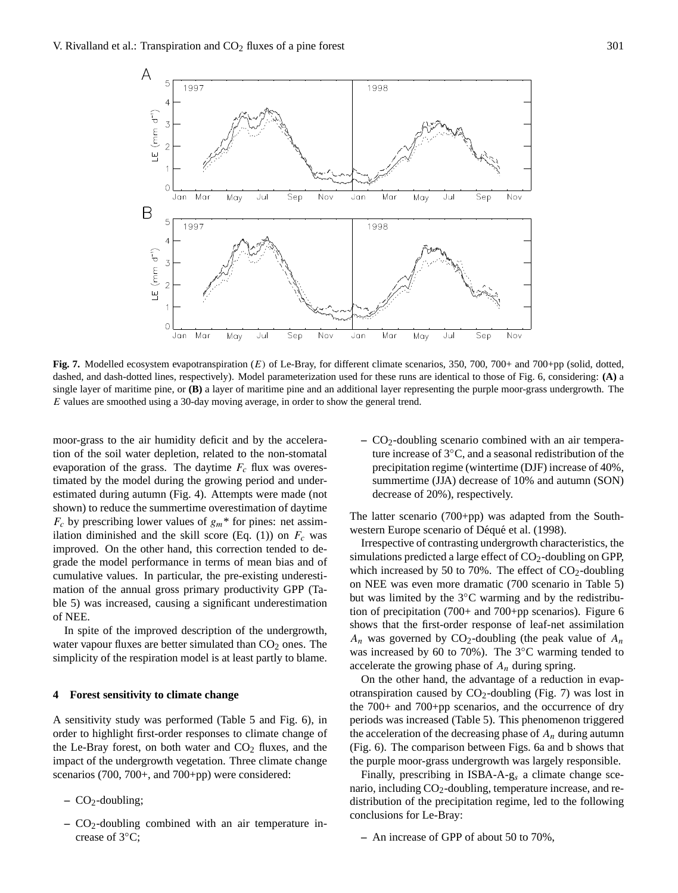**Fig. 7.** Modelled ecosystem evapotranspiration ($E$) of Le-Bray, for different climate scenarios, 350, 700, 700+ and 700+pp (solid, dotted, dashed, and dash-dotted lines, respectively). Model parameterization used for these runs are identical to those of Fig. 6, considering: **(A)** a single layer of maritime pine, or **(B)** a layer of maritime pine and an additional layer representing the purple moor-grass undergrowth. The $E$ values are smoothed using a 30-day moving average, in order to show the general trend.

moor-grass to the air humidity deficit and by the acceleration of the soil water depletion, related to the non-stomatal evaporation of the grass. The daytime $F_c$ flux was overestimated by the model during the growing period and underestimated during autumn (Fig. 4). Attempts were made (not shown) to reduce the summertime overestimation of daytime $F_c$ by prescribing lower values of $g_m$* for pines: net assimilation diminished and the skill score (Eq. (1)) on $F_c$ was improved. On the other hand, this correction tended to degrade the model performance in terms of mean bias and of cumulative values. In particular, the pre-existing underestimation of the annual gross primary productivity GPP (Table 5) was increased, causing a significant underestimation of NEE.

In spite of the improved description of the undergrowth, water vapour fluxes are better simulated than $CO_2$ ones. The simplicity of the respiration model is at least partly to blame.

## 4 Forest sensitivity to climate change

A sensitivity study was performed (Table 5 and Fig. 6), in order to highlight first-order responses to climate change of the Le-Bray forest, on both water and $CO_2$ fluxes, and the impact of the undergrowth vegetation. Three climate change scenarios (700, 700+, and 700+pp) were considered:

- $CO_2$-doubling;
- $CO_2$-doubling combined with an air temperature increase of 3°C;
- $CO_2$-doubling scenario combined with an air temperature increase of 3°C, and a seasonal redistribution of the precipitation regime (wintertime (DJF) increase of 40%, summertime (JJA) decrease of 10% and autumn (SON) decrease of 20%), respectively.

The latter scenario (700+pp) was adapted from the South-western Europe scenario of Déqué et al. (1998).

Irrespective of contrasting undergrowth characteristics, the simulations predicted a large effect of $CO_2$-doubling on GPP, which increased by 50 to 70%. The effect of $CO_2$-doubling on NEE was even more dramatic (700 scenario in Table 5) but was limited by the 3°C warming and by the redistribution of precipitation (700+ and 700+pp scenarios). Figure 6 shows that the first-order response of leaf-net assimilation $A_n$ was governed by $CO_2$-doubling (the peak value of $A_n$ was increased by 60 to 70%). The 3°C warming tended to accelerate the growing phase of $A_n$ during spring.

On the other hand, the advantage of a reduction in evapotranspiration caused by $CO_2$-doubling (Fig. 7) was lost in the 700+ and 700+pp scenarios, and the occurrence of dry periods was increased (Table 5). This phenomenon triggered the acceleration of the decreasing phase of $A_n$ during autumn (Fig. 6). The comparison between Figs. 6a and b shows that the purple moor-grass undergrowth was largely responsible.

Finally, prescribing in ISBA-A-$g_s$ a climate change scenario, including $CO_2$-doubling, temperature increase, and redistribution of the precipitation regime, led to the following conclusions for Le-Bray:

- An increase of GPP of about 50 to 70%,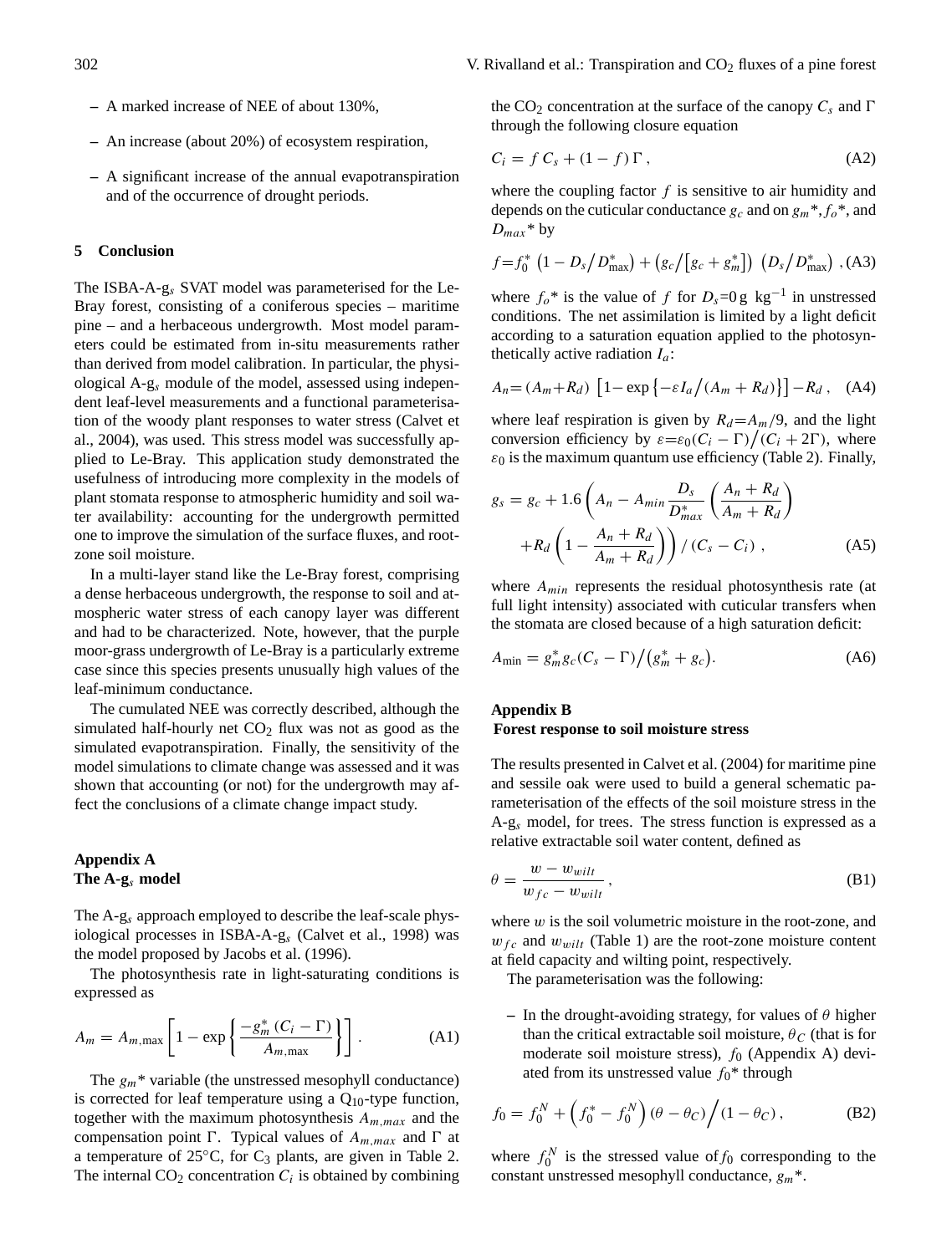– A marked increase of NEE of about 130%,

– An increase (about 20%) of ecosystem respiration,

– A significant increase of the annual evapotranspiration and of the occurrence of drought periods.

## 5 Conclusion

The ISBA-A-g$_s$ SVAT model was parameterised for the Le-Bray forest, consisting of a coniferous species – maritime pine – and a herbaceous undergrowth. Most model parameters could be estimated from in-situ measurements rather than derived from model calibration. In particular, the physiological A-g$_s$ module of the model, assessed using independent leaf-level measurements and a functional parameterisation of the woody plant responses to water stress (Calvet et al., 2004), was used. This stress model was successfully applied to Le-Bray. This application study demonstrated the usefulness of introducing more complexity in the models of plant stomata response to atmospheric humidity and soil water availability: accounting for the undergrowth permitted one to improve the simulation of the surface fluxes, and root-zone soil moisture.

In a multi-layer stand like the Le-Bray forest, comprising a dense herbaceous undergrowth, the response to soil and atmospheric water stress of each canopy layer was different and had to be characterized. Note, however, that the purple moor-grass undergrowth of Le-Bray is a particularly extreme case since this species presents unusually high values of the leaf-minimum conductance.

The cumulated NEE was correctly described, although the simulated half-hourly net $CO_2$ flux was not as good as the simulated evapotranspiration. Finally, the sensitivity of the model simulations to climate change was assessed and it was shown that accounting (or not) for the undergrowth may affect the conclusions of a climate change impact study.

## Appendix A
## The A-g$_s$ model

The A-g$_s$ approach employed to describe the leaf-scale physiological processes in ISBA-A-g$_s$ (Calvet et al., 1998) was the model proposed by Jacobs et al. (1996).

The photosynthesis rate in light-saturating conditions is expressed as

$$A_m = A_{m,\max}\left[1 - \exp\left\{\frac{-g_m^*\,(C_i - \Gamma)}{A_{m,\max}}\right\}\right]. \qquad \text{(A1)}$$

The $g_m$* variable (the unstressed mesophyll conductance) is corrected for leaf temperature using a $Q_{10}$-type function, together with the maximum photosynthesis $A_{m,max}$ and the compensation point $\Gamma$. Typical values of $A_{m,max}$ and $\Gamma$ at a temperature of 25°C, for $C_3$ plants, are given in Table 2. The internal $CO_2$ concentration $C_i$ is obtained by combining the $CO_2$ concentration at the surface of the canopy $C_s$ and $\Gamma$ through the following closure equation

$$C_i = f\,C_s + (1-f)\,\Gamma\,, \qquad \text{(A2)}$$

where the coupling factor $f$ is sensitive to air humidity and depends on the cuticular conductance $g_c$ and on $g_m$*, $f_o$*, and $D_{max}$* by

$$f = f_0^*\,\left(1 - D_s/D_{\max}^*\right) + \left(g_c/\left[g_c + g_m^*\right]\right)\,\left(D_s/D_{\max}^*\right)\,, \qquad \text{(A3)}$$

where $f_o$* is the value of $f$ for $D_s$=0 g kg$^{-1}$ in unstressed conditions. The net assimilation is limited by a light deficit according to a saturation equation applied to the photosynthetically active radiation $I_a$:

$$A_n = (A_m + R_d)\,\left[1 - \exp\left\{-\varepsilon I_a/(A_m + R_d)\right\}\right] - R_d\,, \qquad \text{(A4)}$$

where leaf respiration is given by $R_d = A_m/9$, and the light conversion efficiency by $\varepsilon = \varepsilon_0(C_i - \Gamma)/(C_i + 2\Gamma)$, where $\varepsilon_0$ is the maximum quantum use efficiency (Table 2). Finally,

$$g_s = g_c + 1.6\left(A_n - A_{min}\frac{D_s}{D_{max}^*}\left(\frac{A_n + R_d}{A_m + R_d}\right) + R_d\left(1 - \frac{A_n + R_d}{A_m + R_d}\right)\right)/\left(C_s - C_i\right)\,, \qquad \text{(A5)}$$

where $A_{min}$ represents the residual photosynthesis rate (at full light intensity) associated with cuticular transfers when the stomata are closed because of a high saturation deficit:

$$A_{\min} = g_m^* g_c (C_s - \Gamma)/\left(g_m^* + g_c\right). \qquad \text{(A6)}$$

## Appendix B
## Forest response to soil moisture stress

The results presented in Calvet et al. (2004) for maritime pine and sessile oak were used to build a general schematic parameterisation of the effects of the soil moisture stress in the A-g$_s$ model, for trees. The stress function is expressed as a relative extractable soil water content, defined as

$$\theta = \frac{w - w_{wilt}}{w_{fc} - w_{wilt}}\,, \qquad \text{(B1)}$$

where $w$ is the soil volumetric moisture in the root-zone, and $w_{fc}$ and $w_{wilt}$ (Table 1) are the root-zone moisture content at field capacity and wilting point, respectively.

The parameterisation was the following:

– In the drought-avoiding strategy, for values of $\theta$ higher than the critical extractable soil moisture, $\theta_C$ (that is for moderate soil moisture stress), $f_0$ (Appendix A) deviated from its unstressed value $f_0$* through

$$f_0 = f_0^N + \left(f_0^* - f_0^N\right)(\theta - \theta_C)/(1 - \theta_C)\,, \qquad \text{(B2)}$$

where $f_0^N$ is the stressed value of $f_0$ corresponding to the constant unstressed mesophyll conductance, $g_m$*.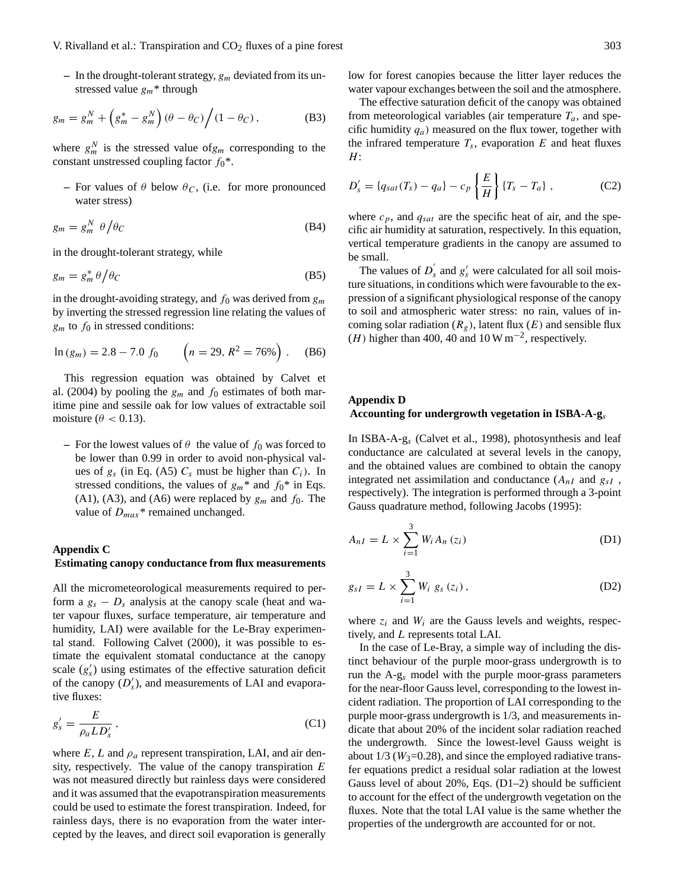– In the drought-tolerant strategy, $g_m$ deviated from its unstressed value $g_m$* through

$$g_m = g_m^N + \left(g_m^* - g_m^N\right)(\theta - \theta_C) \Big/ (1 - \theta_C), \tag{B3}$$

where $g_m^N$ is the stressed value of$g_m$ corresponding to the constant unstressed coupling factor $f_0$*.

– For values of $\theta$ below $\theta_C$, (i.e. for more pronounced water stress)

$$g_m = g_m^N \; \theta \big/ \theta_C \tag{B4}$$

in the drought-tolerant strategy, while

$$g_m = g_m^* \, \theta \big/ \theta_C \tag{B5}$$

in the drought-avoiding strategy, and $f_0$ was derived from $g_m$ by inverting the stressed regression line relating the values of $g_m$ to $f_0$ in stressed conditions:

$$\ln(g_m) = 2.8 - 7.0 \; f_0 \qquad \left(n = 29, R^2 = 76\%\right). \tag{B6}$$

This regression equation was obtained by Calvet et al. (2004) by pooling the $g_m$ and $f_0$ estimates of both maritime pine and sessile oak for low values of extractable soil moisture ($\theta < 0.13$).

– For the lowest values of $\theta$ the value of $f_0$ was forced to be lower than 0.99 in order to avoid non-physical values of $g_s$ (in Eq. (A5) $C_s$ must be higher than $C_i$). In stressed conditions, the values of $g_m$* and $f_0$* in Eqs. (A1), (A3), and (A6) were replaced by $g_m$ and $f_0$. The value of $D_{max}$* remained unchanged.

## Appendix C
## Estimating canopy conductance from flux measurements

All the micrometeorological measurements required to perform a $g_s - D_s$ analysis at the canopy scale (heat and water vapour fluxes, surface temperature, air temperature and humidity, LAI) were available for the Le-Bray experimental stand. Following Calvet (2000), it was possible to estimate the equivalent stomatal conductance at the canopy scale ($g_s'$) using estimates of the effective saturation deficit of the canopy ($D_s'$), and measurements of LAI and evaporative fluxes:

$$g_s' = \frac{E}{\rho_a L D_s'}, \tag{C1}$$

where $E$, $L$ and $\rho_a$ represent transpiration, LAI, and air density, respectively. The value of the canopy transpiration $E$ was not measured directly but rainless days were considered and it was assumed that the evapotranspiration measurements could be used to estimate the forest transpiration. Indeed, for rainless days, there is no evaporation from the water intercepted by the leaves, and direct soil evaporation is generally low for forest canopies because the litter layer reduces the water vapour exchanges between the soil and the atmosphere.

The effective saturation deficit of the canopy was obtained from meteorological variables (air temperature $T_a$, and specific humidity $q_a$) measured on the flux tower, together with the infrared temperature $T_s$, evaporation $E$ and heat fluxes $H$:

$$D_s' = \{q_{sat}(T_s) - q_a\} - c_p \left\{\frac{E}{H}\right\}\{T_s - T_a\}, \tag{C2}$$

where $c_p$, and $q_{sat}$ are the specific heat of air, and the specific air humidity at saturation, respectively. In this equation, vertical temperature gradients in the canopy are assumed to be small.

The values of $D_s'$ and $g_s'$ were calculated for all soil moisture situations, in conditions which were favourable to the expression of a significant physiological response of the canopy to soil and atmospheric water stress: no rain, values of incoming solar radiation ($R_g$), latent flux ($E$) and sensible flux ($H$) higher than 400, 40 and 10 $\mathrm{W\,m^{-2}}$, respectively.

## Appendix D
## Accounting for undergrowth vegetation in ISBA-A-$g_s$

In ISBA-A-$g_s$ (Calvet et al., 1998), photosynthesis and leaf conductance are calculated at several levels in the canopy, and the obtained values are combined to obtain the canopy integrated net assimilation and conductance ($A_{nI}$ and $g_{sI}$, respectively). The integration is performed through a 3-point Gauss quadrature method, following Jacobs (1995):

$$A_{nI} = L \times \sum_{i=1}^{3} W_i A_n(z_i) \tag{D1}$$

$$g_{sI} = L \times \sum_{i=1}^{3} W_i \; g_s(z_i), \tag{D2}$$

where $z_i$ and $W_i$ are the Gauss levels and weights, respectively, and $L$ represents total LAI.

In the case of Le-Bray, a simple way of including the distinct behaviour of the purple moor-grass undergrowth is to run the A-$g_s$ model with the purple moor-grass parameters for the near-floor Gauss level, corresponding to the lowest incident radiation. The proportion of LAI corresponding to the purple moor-grass undergrowth is 1/3, and measurements indicate that about 20% of the incident solar radiation reached the undergrowth. Since the lowest-level Gauss weight is about 1/3 ($W_3$=0.28), and since the employed radiative transfer equations predict a residual solar radiation at the lowest Gauss level of about 20%, Eqs. (D1–2) should be sufficient to account for the effect of the undergrowth vegetation on the fluxes. Note that the total LAI value is the same whether the properties of the undergrowth are accounted for or not.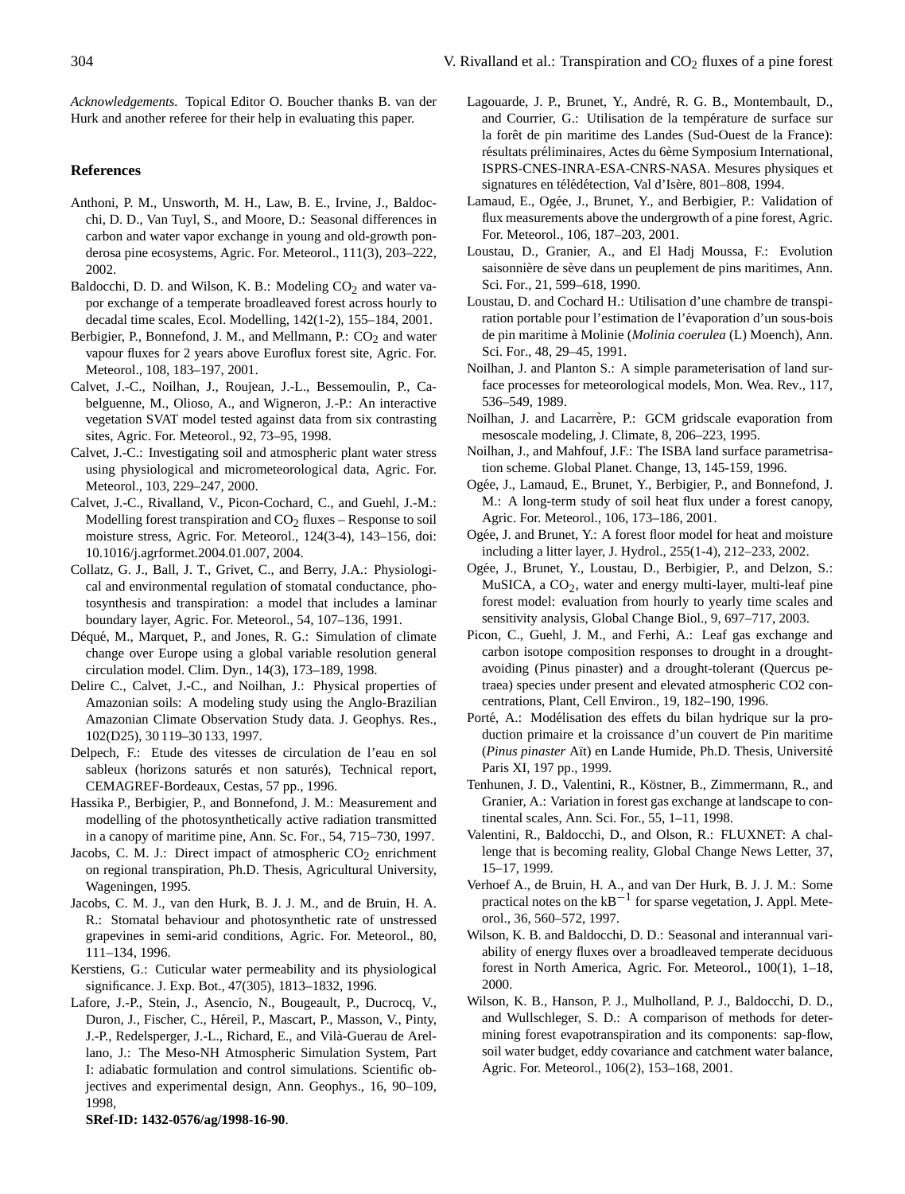*Acknowledgements.* Topical Editor O. Boucher thanks B. van der Hurk and another referee for their help in evaluating this paper.

## References

Anthoni, P. M., Unsworth, M. H., Law, B. E., Irvine, J., Baldocchi, D. D., Van Tuyl, S., and Moore, D.: Seasonal differences in carbon and water vapor exchange in young and old-growth ponderosa pine ecosystems, Agric. For. Meteorol., 111(3), 203–222, 2002.

Baldocchi, D. D. and Wilson, K. B.: Modeling $CO_2$ and water vapor exchange of a temperate broadleaved forest across hourly to decadal time scales, Ecol. Modelling, 142(1-2), 155–184, 2001.

Berbigier, P., Bonnefond, J. M., and Mellmann, P.: $CO_2$ and water vapour fluxes for 2 years above Euroflux forest site, Agric. For. Meteorol., 108, 183–197, 2001.

Calvet, J.-C., Noilhan, J., Roujean, J.-L., Bessemoulin, P., Cabelguenne, M., Olioso, A., and Wigneron, J.-P.: An interactive vegetation SVAT model tested against data from six contrasting sites, Agric. For. Meteorol., 92, 73–95, 1998.

Calvet, J.-C.: Investigating soil and atmospheric plant water stress using physiological and micrometeorological data, Agric. For. Meteorol., 103, 229–247, 2000.

Calvet, J.-C., Rivalland, V., Picon-Cochard, C., and Guehl, J.-M.: Modelling forest transpiration and $CO_2$ fluxes – Response to soil moisture stress, Agric. For. Meteorol., 124(3-4), 143–156, doi: 10.1016/j.agrformet.2004.01.007, 2004.

Collatz, G. J., Ball, J. T., Grivet, C., and Berry, J.A.: Physiological and environmental regulation of stomatal conductance, photosynthesis and transpiration: a model that includes a laminar boundary layer, Agric. For. Meteorol., 54, 107–136, 1991.

Déqué, M., Marquet, P., and Jones, R. G.: Simulation of climate change over Europe using a global variable resolution general circulation model. Clim. Dyn., 14(3), 173–189, 1998.

Delire C., Calvet, J.-C., and Noilhan, J.: Physical properties of Amazonian soils: A modeling study using the Anglo-Brazilian Amazonian Climate Observation Study data. J. Geophys. Res., 102(D25), 30 119–30 133, 1997.

Delpech, F.: Etude des vitesses de circulation de l'eau en sol sableux (horizons saturés et non saturés), Technical report, CEMAGREF-Bordeaux, Cestas, 57 pp., 1996.

Hassika P., Berbigier, P., and Bonnefond, J. M.: Measurement and modelling of the photosynthetically active radiation transmitted in a canopy of maritime pine, Ann. Sc. For., 54, 715–730, 1997.

Jacobs, C. M. J.: Direct impact of atmospheric $CO_2$ enrichment on regional transpiration, Ph.D. Thesis, Agricultural University, Wageningen, 1995.

Jacobs, C. M. J., van den Hurk, B. J. J. M., and de Bruin, H. A. R.: Stomatal behaviour and photosynthetic rate of unstressed grapevines in semi-arid conditions, Agric. For. Meteorol., 80, 111–134, 1996.

Kerstiens, G.: Cuticular water permeability and its physiological significance. J. Exp. Bot., 47(305), 1813–1832, 1996.

Lafore, J.-P., Stein, J., Asencio, N., Bougeault, P., Ducrocq, V., Duron, J., Fischer, C., Héreil, P., Mascart, P., Masson, V., Pinty, J.-P., Redelsperger, J.-L., Richard, E., and Vilà-Guerau de Arellano, J.: The Meso-NH Atmospheric Simulation System, Part I: adiabatic formulation and control simulations. Scientific objectives and experimental design, Ann. Geophys., 16, 90–109, 1998,

**SRef-ID: 1432-0576/ag/1998-16-90**.

Lagouarde, J. P., Brunet, Y., André, R. G. B., Montembault, D., and Courrier, G.: Utilisation de la température de surface sur la forêt de pin maritime des Landes (Sud-Ouest de la France): résultats préliminaires, Actes du 6ème Symposium International, ISPRS-CNES-INRA-ESA-CNRS-NASA. Mesures physiques et signatures en télédétection, Val d'Isère, 801–808, 1994.

Lamaud, E., Ogée, J., Brunet, Y., and Berbigier, P.: Validation of flux measurements above the undergrowth of a pine forest, Agric. For. Meteorol., 106, 187–203, 2001.

Loustau, D., Granier, A., and El Hadj Moussa, F.: Evolution saisonnière de sève dans un peuplement de pins maritimes, Ann. Sci. For., 21, 599–618, 1990.

Loustau, D. and Cochard H.: Utilisation d'une chambre de transpiration portable pour l'estimation de l'évaporation d'un sous-bois de pin maritime à Molinie (*Molinia coerulea* (L) Moench), Ann. Sci. For., 48, 29–45, 1991.

Noilhan, J. and Planton S.: A simple parameterisation of land surface processes for meteorological models, Mon. Wea. Rev., 117, 536–549, 1989.

Noilhan, J. and Lacarrère, P.: GCM gridscale evaporation from mesoscale modeling, J. Climate, 8, 206–223, 1995.

Noilhan, J., and Mahfouf, J.F.: The ISBA land surface parametrisation scheme. Global Planet. Change, 13, 145-159, 1996.

Ogée, J., Lamaud, E., Brunet, Y., Berbigier, P., and Bonnefond, J. M.: A long-term study of soil heat flux under a forest canopy, Agric. For. Meteorol., 106, 173–186, 2001.

Ogée, J. and Brunet, Y.: A forest floor model for heat and moisture including a litter layer, J. Hydrol., 255(1-4), 212–233, 2002.

Ogée, J., Brunet, Y., Loustau, D., Berbigier, P., and Delzon, S.: MuSICA, a $CO_2$, water and energy multi-layer, multi-leaf pine forest model: evaluation from hourly to yearly time scales and sensitivity analysis, Global Change Biol., 9, 697–717, 2003.

Picon, C., Guehl, J. M., and Ferhi, A.: Leaf gas exchange and carbon isotope composition responses to drought in a drought-avoiding (Pinus pinaster) and a drought-tolerant (Quercus petraea) species under present and elevated atmospheric CO2 concentrations, Plant, Cell Environ., 19, 182–190, 1996.

Porté, A.: Modélisation des effets du bilan hydrique sur la production primaire et la croissance d'un couvert de Pin maritime (*Pinus pinaster* Aït) en Lande Humide, Ph.D. Thesis, Université Paris XI, 197 pp., 1999.

Tenhunen, J. D., Valentini, R., Köstner, B., Zimmermann, R., and Granier, A.: Variation in forest gas exchange at landscape to continental scales, Ann. Sci. For., 55, 1–11, 1998.

Valentini, R., Baldocchi, D., and Olson, R.: FLUXNET: A challenge that is becoming reality, Global Change News Letter, 37, 15–17, 1999.

Verhoef A., de Bruin, H. A., and van Der Hurk, B. J. J. M.: Some practical notes on the $kB^{-1}$ for sparse vegetation, J. Appl. Meteorol., 36, 560–572, 1997.

Wilson, K. B. and Baldocchi, D. D.: Seasonal and interannual variability of energy fluxes over a broadleaved temperate deciduous forest in North America, Agric. For. Meteorol., 100(1), 1–18, 2000.

Wilson, K. B., Hanson, P. J., Mulholland, P. J., Baldocchi, D. D., and Wullschleger, S. D.: A comparison of methods for determining forest evapotranspiration and its components: sap-flow, soil water budget, eddy covariance and catchment water balance, Agric. For. Meteorol., 106(2), 153–168, 2001.